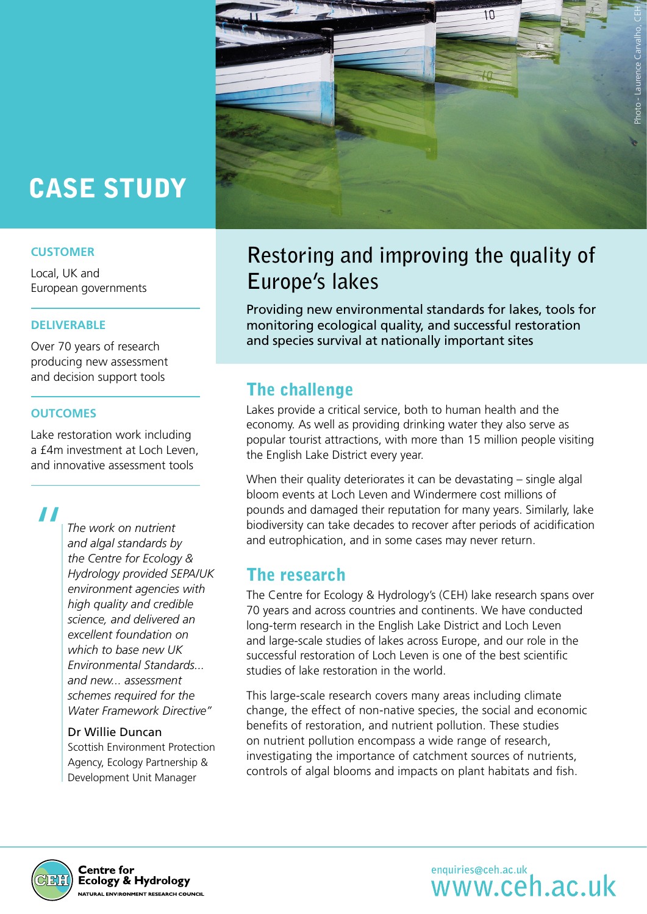# CASE STUDY

Photo - Laurence Carvalho, CEH

**CUSTOMER**

Local, UK and European governments

**DELIVERABLE**

Over 70 years of research producing new assessment and decision support tools

**OUTCOMES**

Lake restoration work including a £4m investment at Loch Leven, and innovative assessment tools

> *"The work on nutrient and algal standards by the Centre for Ecology & Hydrology provided SEPA/UK environment agencies with high quality and credible science, and delivered an excellent foundation on which to base new UK Environmental Standards... and new... assessment schemes required for the Water Framework Directive"*
>
> **Dr Willie Duncan**
> Scottish Environment Protection Agency, Ecology Partnership & Development Unit Manager

## Restoring and improving the quality of Europe's lakes

**Providing new environmental standards for lakes, tools for monitoring ecological quality, and successful restoration and species survival at nationally important sites**

### The challenge

Lakes provide a critical service, both to human health and the economy. As well as providing drinking water they also serve as popular tourist attractions, with more than 15 million people visiting the English Lake District every year.

When their quality deteriorates it can be devastating – single algal bloom events at Loch Leven and Windermere cost millions of pounds and damaged their reputation for many years. Similarly, lake biodiversity can take decades to recover after periods of acidification and eutrophication, and in some cases may never return.

### The research

The Centre for Ecology & Hydrology's (CEH) lake research spans over 70 years and across countries and continents. We have conducted long-term research in the English Lake District and Loch Leven and large-scale studies of lakes across Europe, and our role in the successful restoration of Loch Leven is one of the best scientific studies of lake restoration in the world.

This large-scale research covers many areas including climate change, the effect of non-native species, the social and economic benefits of restoration, and nutrient pollution. These studies on nutrient pollution encompass a wide range of research, investigating the importance of catchment sources of nutrients, controls of algal blooms and impacts on plant habitats and fish.

Centre for Ecology & Hydrology
NATURAL ENVIRONMENT RESEARCH COUNCIL

enquiries@ceh.ac.uk
www.ceh.ac.uk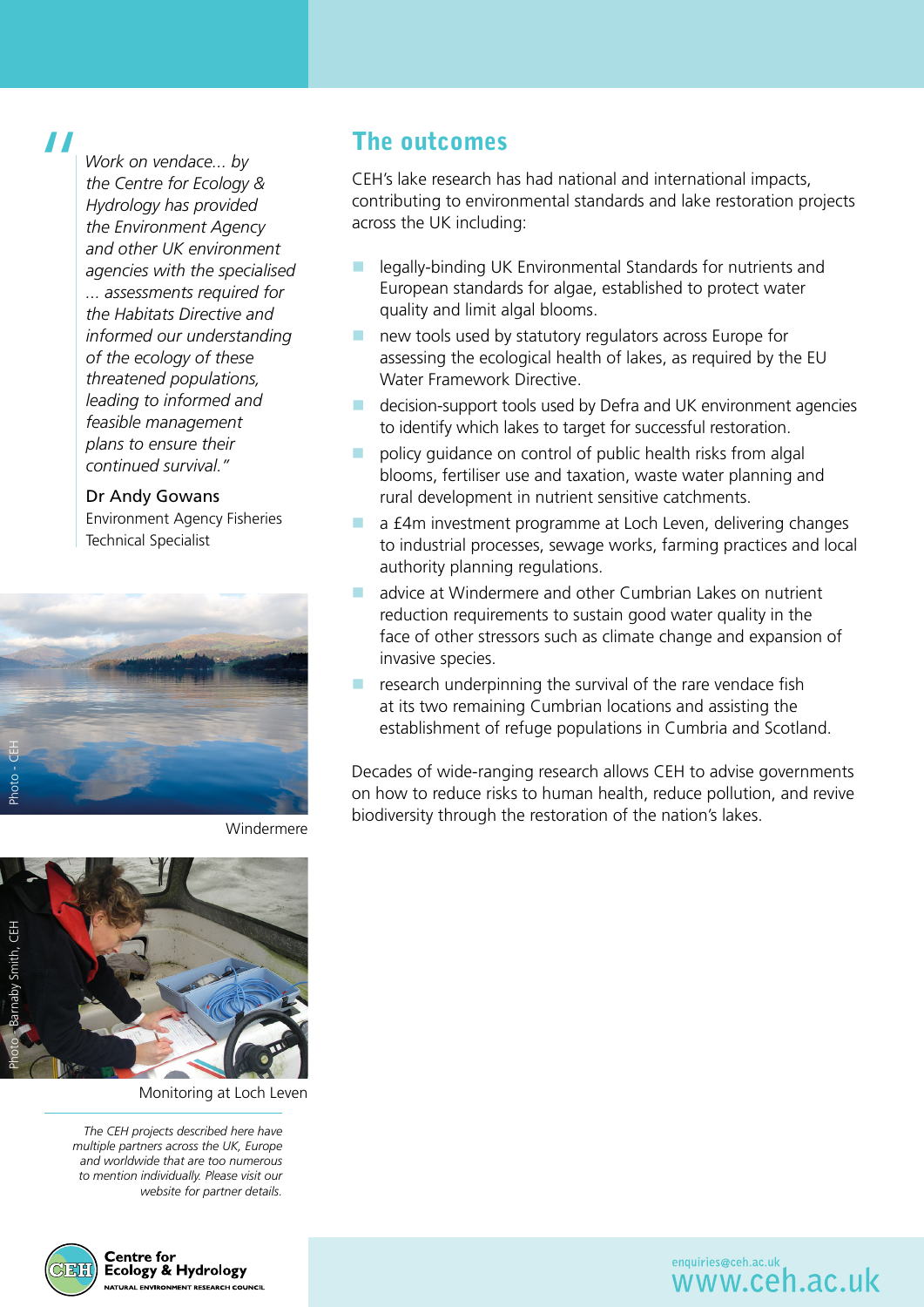"*Work on vendace... by the Centre for Ecology & Hydrology has provided the Environment Agency and other UK environment agencies with the specialised ... assessments required for the Habitats Directive and informed our understanding of the ecology of these threatened populations, leading to informed and feasible management plans to ensure their continued survival.*"

Dr Andy Gowans
Environment Agency Fisheries Technical Specialist

Photo - CEH

Windermere

Photo - Barnaby Smith, CEH

Monitoring at Loch Leven

*The CEH projects described here have multiple partners across the UK, Europe and worldwide that are too numerous to mention individually. Please visit our website for partner details.*

## The outcomes

CEH's lake research has had national and international impacts, contributing to environmental standards and lake restoration projects across the UK including:

- legally-binding UK Environmental Standards for nutrients and European standards for algae, established to protect water quality and limit algal blooms.
- new tools used by statutory regulators across Europe for assessing the ecological health of lakes, as required by the EU Water Framework Directive.
- decision-support tools used by Defra and UK environment agencies to identify which lakes to target for successful restoration.
- policy guidance on control of public health risks from algal blooms, fertiliser use and taxation, waste water planning and rural development in nutrient sensitive catchments.
- a £4m investment programme at Loch Leven, delivering changes to industrial processes, sewage works, farming practices and local authority planning regulations.
- advice at Windermere and other Cumbrian Lakes on nutrient reduction requirements to sustain good water quality in the face of other stressors such as climate change and expansion of invasive species.
- research underpinning the survival of the rare vendace fish at its two remaining Cumbrian locations and assisting the establishment of refuge populations in Cumbria and Scotland.

Decades of wide-ranging research allows CEH to advise governments on how to reduce risks to human health, reduce pollution, and revive biodiversity through the restoration of the nation's lakes.

Centre for Ecology & Hydrology
NATURAL ENVIRONMENT RESEARCH COUNCIL

enquiries@ceh.ac.uk
www.ceh.ac.uk